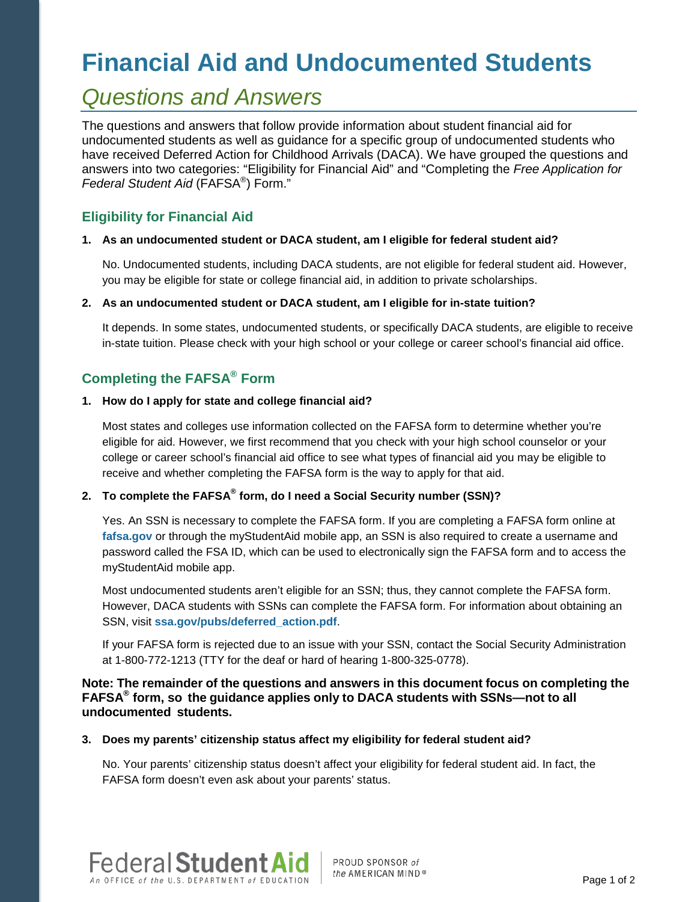# Financial Aid and Undocumented Students

## *Questions and Answers*

The questions and answers that follow provide information about student financial aid for undocumented students as well as guidance for a specific group of undocumented students who have received Deferred Action for Childhood Arrivals (DACA). We have grouped the questions and answers into two categories: "Eligibility for Financial Aid" and "Completing the *Free Application for Federal Student Aid* (FAFSA®) Form."

### Eligibility for Financial Aid

**1. As an undocumented student or DACA student, am I eligible for federal student aid?**

No. Undocumented students, including DACA students, are not eligible for federal student aid. However, you may be eligible for state or college financial aid, in addition to private scholarships.

**2. As an undocumented student or DACA student, am I eligible for in-state tuition?**

It depends. In some states, undocumented students, or specifically DACA students, are eligible to receive in-state tuition. Please check with your high school or your college or career school's financial aid office.

### Completing the FAFSA® Form

**1. How do I apply for state and college financial aid?**

Most states and colleges use information collected on the FAFSA form to determine whether you're eligible for aid. However, we first recommend that you check with your high school counselor or your college or career school's financial aid office to see what types of financial aid you may be eligible to receive and whether completing the FAFSA form is the way to apply for that aid.

**2. To complete the FAFSA® form, do I need a Social Security number (SSN)?**

Yes. An SSN is necessary to complete the FAFSA form. If you are completing a FAFSA form online at **fafsa.gov** or through the myStudentAid mobile app, an SSN is also required to create a username and password called the FSA ID, which can be used to electronically sign the FAFSA form and to access the myStudentAid mobile app.

Most undocumented students aren't eligible for an SSN; thus, they cannot complete the FAFSA form. However, DACA students with SSNs can complete the FAFSA form. For information about obtaining an SSN, visit **ssa.gov/pubs/deferred_action.pdf**.

If your FAFSA form is rejected due to an issue with your SSN, contact the Social Security Administration at 1-800-772-1213 (TTY for the deaf or hard of hearing 1-800-325-0778).

**Note: The remainder of the questions and answers in this document focus on completing the FAFSA® form, so the guidance applies only to DACA students with SSNs—not to all undocumented students.**

**3. Does my parents' citizenship status affect my eligibility for federal student aid?**

No. Your parents' citizenship status doesn't affect your eligibility for federal student aid. In fact, the FAFSA form doesn't even ask about your parents' status.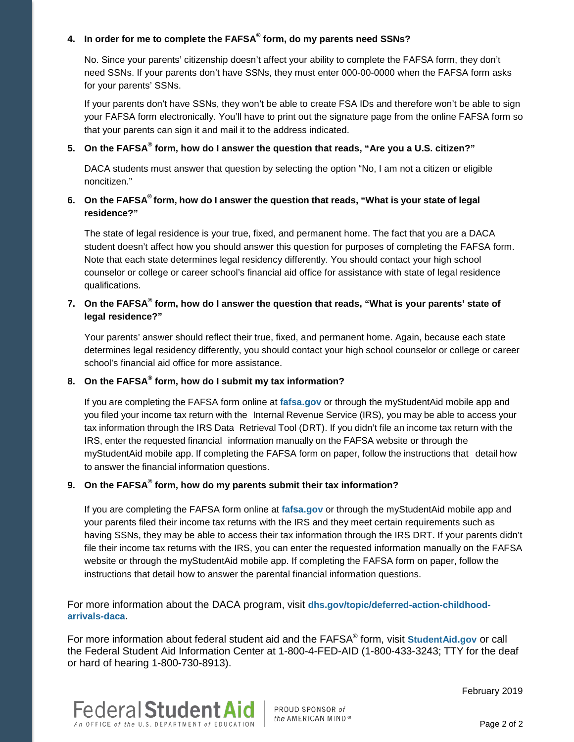**4. In order for me to complete the FAFSA® form, do my parents need SSNs?**

No. Since your parents' citizenship doesn't affect your ability to complete the FAFSA form, they don't need SSNs. If your parents don't have SSNs, they must enter 000-00-0000 when the FAFSA form asks for your parents' SSNs.

If your parents don't have SSNs, they won't be able to create FSA IDs and therefore won't be able to sign your FAFSA form electronically. You'll have to print out the signature page from the online FAFSA form so that your parents can sign it and mail it to the address indicated.

**5. On the FAFSA® form, how do I answer the question that reads, "Are you a U.S. citizen?"**

DACA students must answer that question by selecting the option "No, I am not a citizen or eligible noncitizen."

**6. On the FAFSA® form, how do I answer the question that reads, "What is your state of legal residence?"**

The state of legal residence is your true, fixed, and permanent home. The fact that you are a DACA student doesn't affect how you should answer this question for purposes of completing the FAFSA form. Note that each state determines legal residency differently. You should contact your high school counselor or college or career school's financial aid office for assistance with state of legal residence qualifications.

**7. On the FAFSA® form, how do I answer the question that reads, "What is your parents' state of legal residence?"**

Your parents' answer should reflect their true, fixed, and permanent home. Again, because each state determines legal residency differently, you should contact your high school counselor or college or career school's financial aid office for more assistance.

**8. On the FAFSA® form, how do I submit my tax information?**

If you are completing the FAFSA form online at **fafsa.gov** or through the myStudentAid mobile app and you filed your income tax return with the Internal Revenue Service (IRS), you may be able to access your tax information through the IRS Data Retrieval Tool (DRT). If you didn't file an income tax return with the IRS, enter the requested financial information manually on the FAFSA website or through the myStudentAid mobile app. If completing the FAFSA form on paper, follow the instructions that detail how to answer the financial information questions.

**9. On the FAFSA® form, how do my parents submit their tax information?**

If you are completing the FAFSA form online at **fafsa.gov** or through the myStudentAid mobile app and your parents filed their income tax returns with the IRS and they meet certain requirements such as having SSNs, they may be able to access their tax information through the IRS DRT. If your parents didn't file their income tax returns with the IRS, you can enter the requested information manually on the FAFSA website or through the myStudentAid mobile app. If completing the FAFSA form on paper, follow the instructions that detail how to answer the parental financial information questions.

For more information about the DACA program, visit **dhs.gov/topic/deferred-action-childhood-arrivals-daca**.

For more information about federal student aid and the FAFSA® form, visit **StudentAid.gov** or call the Federal Student Aid Information Center at 1-800-4-FED-AID (1-800-433-3243; TTY for the deaf or hard of hearing 1-800-730-8913).

February 2019

Federal Student Aid
An OFFICE of the U.S. DEPARTMENT of EDUCATION

PROUD SPONSOR of the AMERICAN MIND®